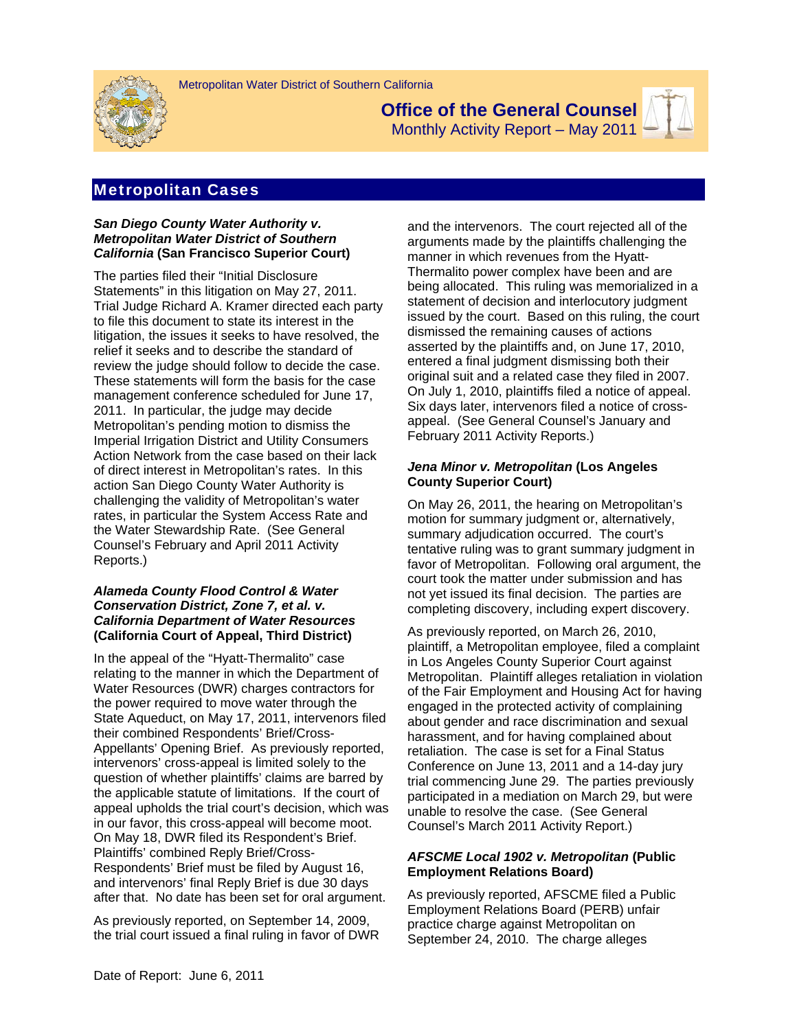Metropolitan Water District of Southern California

# Office of the General Counsel

Monthly Activity Report – May 2011

## Metropolitan Cases

### *San Diego County Water Authority v. Metropolitan Water District of Southern California* (San Francisco Superior Court)

The parties filed their "Initial Disclosure Statements" in this litigation on May 27, 2011. Trial Judge Richard A. Kramer directed each party to file this document to state its interest in the litigation, the issues it seeks to have resolved, the relief it seeks and to describe the standard of review the judge should follow to decide the case. These statements will form the basis for the case management conference scheduled for June 17, 2011. In particular, the judge may decide Metropolitan's pending motion to dismiss the Imperial Irrigation District and Utility Consumers Action Network from the case based on their lack of direct interest in Metropolitan's rates. In this action San Diego County Water Authority is challenging the validity of Metropolitan's water rates, in particular the System Access Rate and the Water Stewardship Rate. (See General Counsel's February and April 2011 Activity Reports.)

### *Alameda County Flood Control & Water Conservation District, Zone 7, et al. v. California Department of Water Resources* (California Court of Appeal, Third District)

In the appeal of the "Hyatt-Thermalito" case relating to the manner in which the Department of Water Resources (DWR) charges contractors for the power required to move water through the State Aqueduct, on May 17, 2011, intervenors filed their combined Respondents' Brief/Cross-Appellants' Opening Brief. As previously reported, intervenors' cross-appeal is limited solely to the question of whether plaintiffs' claims are barred by the applicable statute of limitations. If the court of appeal upholds the trial court's decision, which was in our favor, this cross-appeal will become moot. On May 18, DWR filed its Respondent's Brief. Plaintiffs' combined Reply Brief/Cross-Respondents' Brief must be filed by August 16, and intervenors' final Reply Brief is due 30 days after that. No date has been set for oral argument.

As previously reported, on September 14, 2009, the trial court issued a final ruling in favor of DWR and the intervenors. The court rejected all of the arguments made by the plaintiffs challenging the manner in which revenues from the Hyatt-Thermalito power complex have been and are being allocated. This ruling was memorialized in a statement of decision and interlocutory judgment issued by the court. Based on this ruling, the court dismissed the remaining causes of actions asserted by the plaintiffs and, on June 17, 2010, entered a final judgment dismissing both their original suit and a related case they filed in 2007. On July 1, 2010, plaintiffs filed a notice of appeal. Six days later, intervenors filed a notice of cross-appeal. (See General Counsel's January and February 2011 Activity Reports.)

### *Jena Minor v. Metropolitan* (Los Angeles County Superior Court)

On May 26, 2011, the hearing on Metropolitan's motion for summary judgment or, alternatively, summary adjudication occurred. The court's tentative ruling was to grant summary judgment in favor of Metropolitan. Following oral argument, the court took the matter under submission and has not yet issued its final decision. The parties are completing discovery, including expert discovery.

As previously reported, on March 26, 2010, plaintiff, a Metropolitan employee, filed a complaint in Los Angeles County Superior Court against Metropolitan. Plaintiff alleges retaliation in violation of the Fair Employment and Housing Act for having engaged in the protected activity of complaining about gender and race discrimination and sexual harassment, and for having complained about retaliation. The case is set for a Final Status Conference on June 13, 2011 and a 14-day jury trial commencing June 29. The parties previously participated in a mediation on March 29, but were unable to resolve the case. (See General Counsel's March 2011 Activity Report.)

### *AFSCME Local 1902 v. Metropolitan* (Public Employment Relations Board)

As previously reported, AFSCME filed a Public Employment Relations Board (PERB) unfair practice charge against Metropolitan on September 24, 2010. The charge alleges

Date of Report: June 6, 2011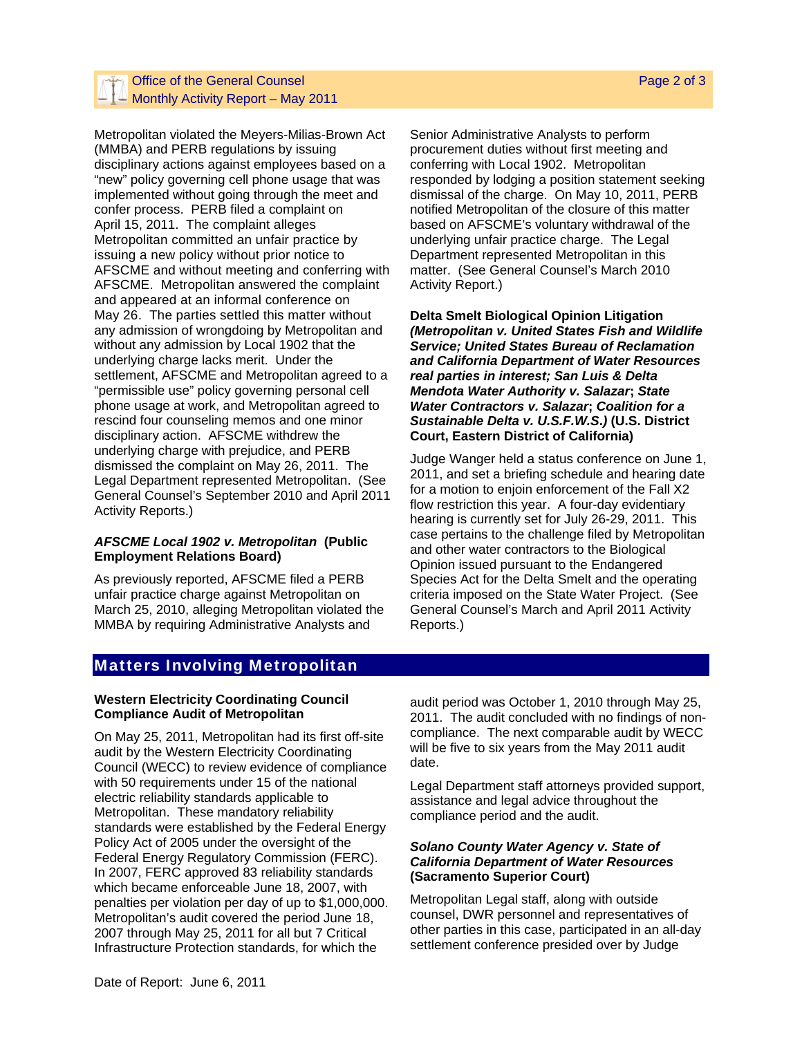Metropolitan violated the Meyers-Milias-Brown Act (MMBA) and PERB regulations by issuing disciplinary actions against employees based on a "new" policy governing cell phone usage that was implemented without going through the meet and confer process. PERB filed a complaint on April 15, 2011. The complaint alleges Metropolitan committed an unfair practice by issuing a new policy without prior notice to AFSCME and without meeting and conferring with AFSCME. Metropolitan answered the complaint and appeared at an informal conference on May 26. The parties settled this matter without any admission of wrongdoing by Metropolitan and without any admission by Local 1902 that the underlying charge lacks merit. Under the settlement, AFSCME and Metropolitan agreed to a "permissible use" policy governing personal cell phone usage at work, and Metropolitan agreed to rescind four counseling memos and one minor disciplinary action. AFSCME withdrew the underlying charge with prejudice, and PERB dismissed the complaint on May 26, 2011. The Legal Department represented Metropolitan. (See General Counsel's September 2010 and April 2011 Activity Reports.)

***AFSCME Local 1902 v. Metropolitan* (Public Employment Relations Board)**

As previously reported, AFSCME filed a PERB unfair practice charge against Metropolitan on March 25, 2010, alleging Metropolitan violated the MMBA by requiring Administrative Analysts and Senior Administrative Analysts to perform procurement duties without first meeting and conferring with Local 1902. Metropolitan responded by lodging a position statement seeking dismissal of the charge. On May 10, 2011, PERB notified Metropolitan of the closure of this matter based on AFSCME's voluntary withdrawal of the underlying unfair practice charge. The Legal Department represented Metropolitan in this matter. (See General Counsel's March 2010 Activity Report.)

**Delta Smelt Biological Opinion Litigation *(Metropolitan v. United States Fish and Wildlife Service; United States Bureau of Reclamation and California Department of Water Resources real parties in interest; San Luis & Delta Mendota Water Authority v. Salazar; State Water Contractors v. Salazar; Coalition for a Sustainable Delta v. U.S.F.W.S.)* (U.S. District Court, Eastern District of California)**

Judge Wanger held a status conference on June 1, 2011, and set a briefing schedule and hearing date for a motion to enjoin enforcement of the Fall X2 flow restriction this year. A four-day evidentiary hearing is currently set for July 26-29, 2011. This case pertains to the challenge filed by Metropolitan and other water contractors to the Biological Opinion issued pursuant to the Endangered Species Act for the Delta Smelt and the operating criteria imposed on the State Water Project. (See General Counsel's March and April 2011 Activity Reports.)

## Matters Involving Metropolitan

**Western Electricity Coordinating Council Compliance Audit of Metropolitan**

On May 25, 2011, Metropolitan had its first off-site audit by the Western Electricity Coordinating Council (WECC) to review evidence of compliance with 50 requirements under 15 of the national electric reliability standards applicable to Metropolitan. These mandatory reliability standards were established by the Federal Energy Policy Act of 2005 under the oversight of the Federal Energy Regulatory Commission (FERC). In 2007, FERC approved 83 reliability standards which became enforceable June 18, 2007, with penalties per violation per day of up to $1,000,000. Metropolitan's audit covered the period June 18, 2007 through May 25, 2011 for all but 7 Critical Infrastructure Protection standards, for which the audit period was October 1, 2010 through May 25, 2011. The audit concluded with no findings of non-compliance. The next comparable audit by WECC will be five to six years from the May 2011 audit date.

Legal Department staff attorneys provided support, assistance and legal advice throughout the compliance period and the audit.

***Solano County Water Agency v. State of California Department of Water Resources* (Sacramento Superior Court)**

Metropolitan Legal staff, along with outside counsel, DWR personnel and representatives of other parties in this case, participated in an all-day settlement conference presided over by Judge

Date of Report: June 6, 2011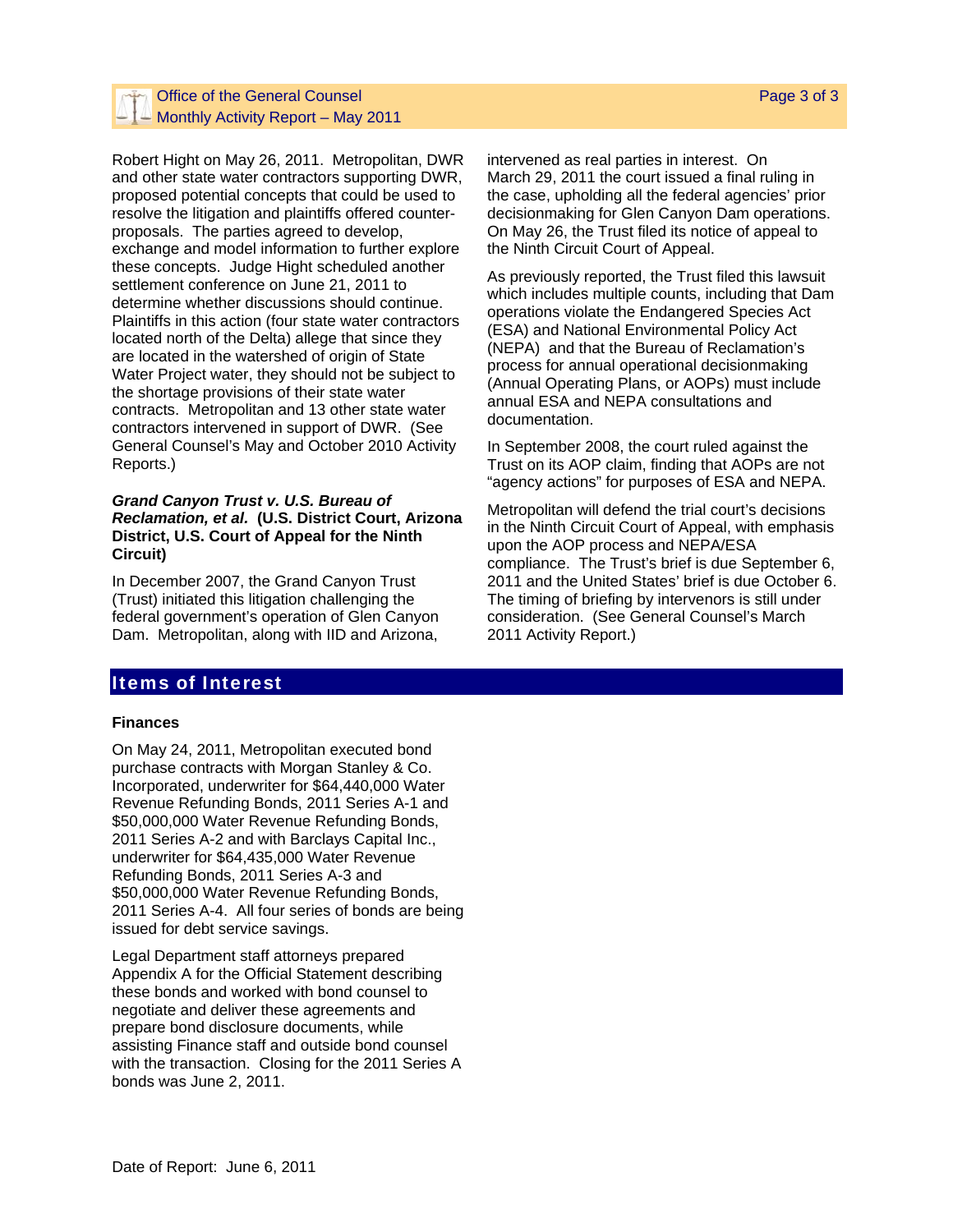Robert Hight on May 26, 2011. Metropolitan, DWR and other state water contractors supporting DWR, proposed potential concepts that could be used to resolve the litigation and plaintiffs offered counter-proposals. The parties agreed to develop, exchange and model information to further explore these concepts. Judge Hight scheduled another settlement conference on June 21, 2011 to determine whether discussions should continue. Plaintiffs in this action (four state water contractors located north of the Delta) allege that since they are located in the watershed of origin of State Water Project water, they should not be subject to the shortage provisions of their state water contracts. Metropolitan and 13 other state water contractors intervened in support of DWR. (See General Counsel's May and October 2010 Activity Reports.)

***Grand Canyon Trust v. U.S. Bureau of Reclamation, et al.*** **(U.S. District Court, Arizona District, U.S. Court of Appeal for the Ninth Circuit)**

In December 2007, the Grand Canyon Trust (Trust) initiated this litigation challenging the federal government's operation of Glen Canyon Dam. Metropolitan, along with IID and Arizona, intervened as real parties in interest. On March 29, 2011 the court issued a final ruling in the case, upholding all the federal agencies' prior decisionmaking for Glen Canyon Dam operations. On May 26, the Trust filed its notice of appeal to the Ninth Circuit Court of Appeal.

As previously reported, the Trust filed this lawsuit which includes multiple counts, including that Dam operations violate the Endangered Species Act (ESA) and National Environmental Policy Act (NEPA) and that the Bureau of Reclamation's process for annual operational decisionmaking (Annual Operating Plans, or AOPs) must include annual ESA and NEPA consultations and documentation.

In September 2008, the court ruled against the Trust on its AOP claim, finding that AOPs are not "agency actions" for purposes of ESA and NEPA.

Metropolitan will defend the trial court's decisions in the Ninth Circuit Court of Appeal, with emphasis upon the AOP process and NEPA/ESA compliance. The Trust's brief is due September 6, 2011 and the United States' brief is due October 6. The timing of briefing by intervenors is still under consideration. (See General Counsel's March 2011 Activity Report.)

## Items of Interest

**Finances**

On May 24, 2011, Metropolitan executed bond purchase contracts with Morgan Stanley & Co. Incorporated, underwriter for $64,440,000 Water Revenue Refunding Bonds, 2011 Series A-1 and $50,000,000 Water Revenue Refunding Bonds, 2011 Series A-2 and with Barclays Capital Inc., underwriter for $64,435,000 Water Revenue Refunding Bonds, 2011 Series A-3 and $50,000,000 Water Revenue Refunding Bonds, 2011 Series A-4. All four series of bonds are being issued for debt service savings.

Legal Department staff attorneys prepared Appendix A for the Official Statement describing these bonds and worked with bond counsel to negotiate and deliver these agreements and prepare bond disclosure documents, while assisting Finance staff and outside bond counsel with the transaction. Closing for the 2011 Series A bonds was June 2, 2011.

Date of Report: June 6, 2011